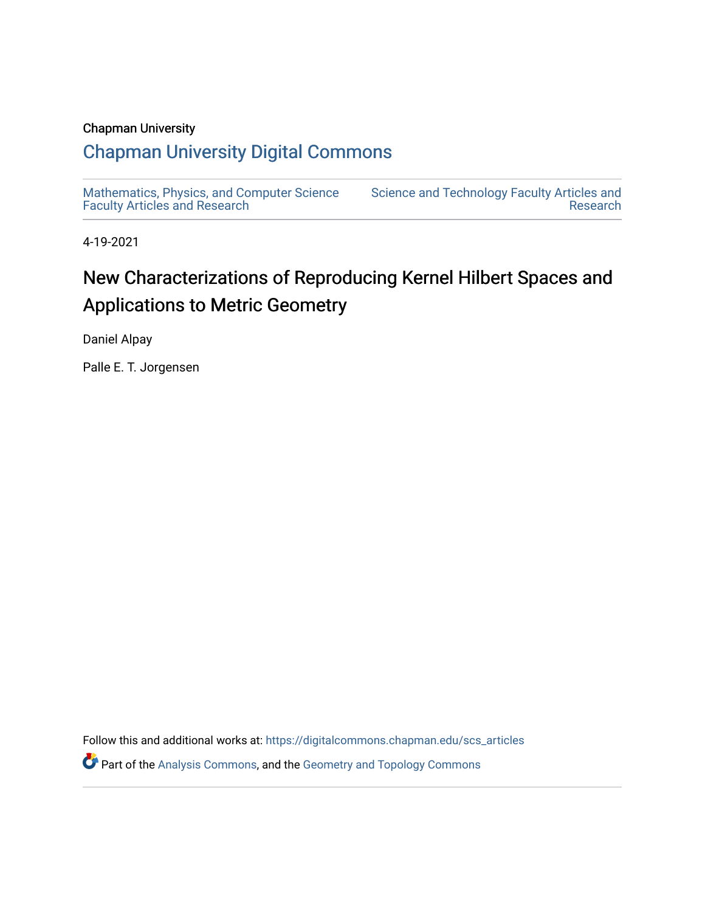Chapman University

# Chapman University Digital Commons

Mathematics, Physics, and Computer Science Faculty Articles and Research

Science and Technology Faculty Articles and Research

4-19-2021

## New Characterizations of Reproducing Kernel Hilbert Spaces and Applications to Metric Geometry

Daniel Alpay

Palle E. T. Jorgensen

Follow this and additional works at: https://digitalcommons.chapman.edu/scs_articles

Part of the Analysis Commons, and the Geometry and Topology Commons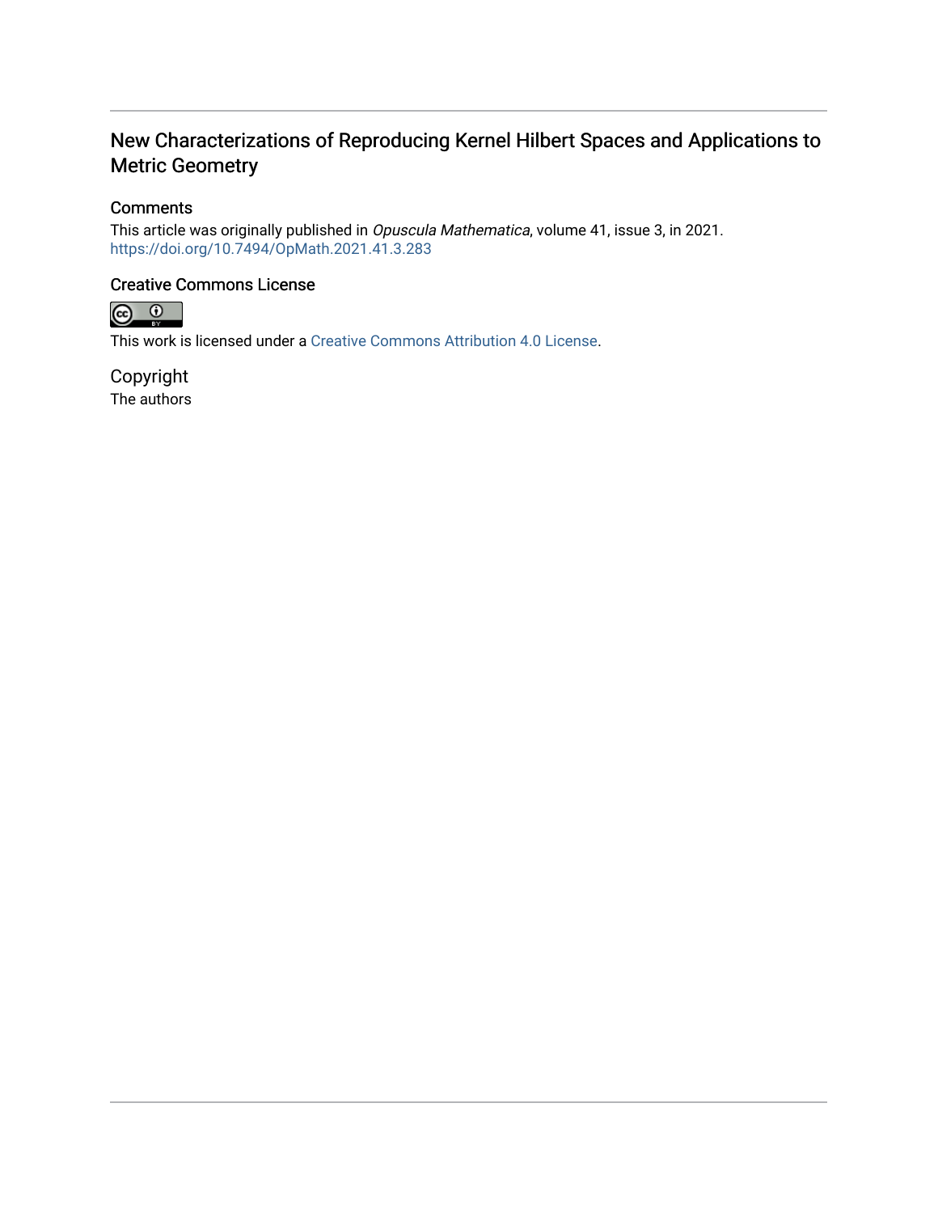## New Characterizations of Reproducing Kernel Hilbert Spaces and Applications to Metric Geometry

### Comments

This article was originally published in *Opuscula Mathematica*, volume 41, issue 3, in 2021. https://doi.org/10.7494/OpMath.2021.41.3.283

### Creative Commons License

This work is licensed under a Creative Commons Attribution 4.0 License.

### Copyright

The authors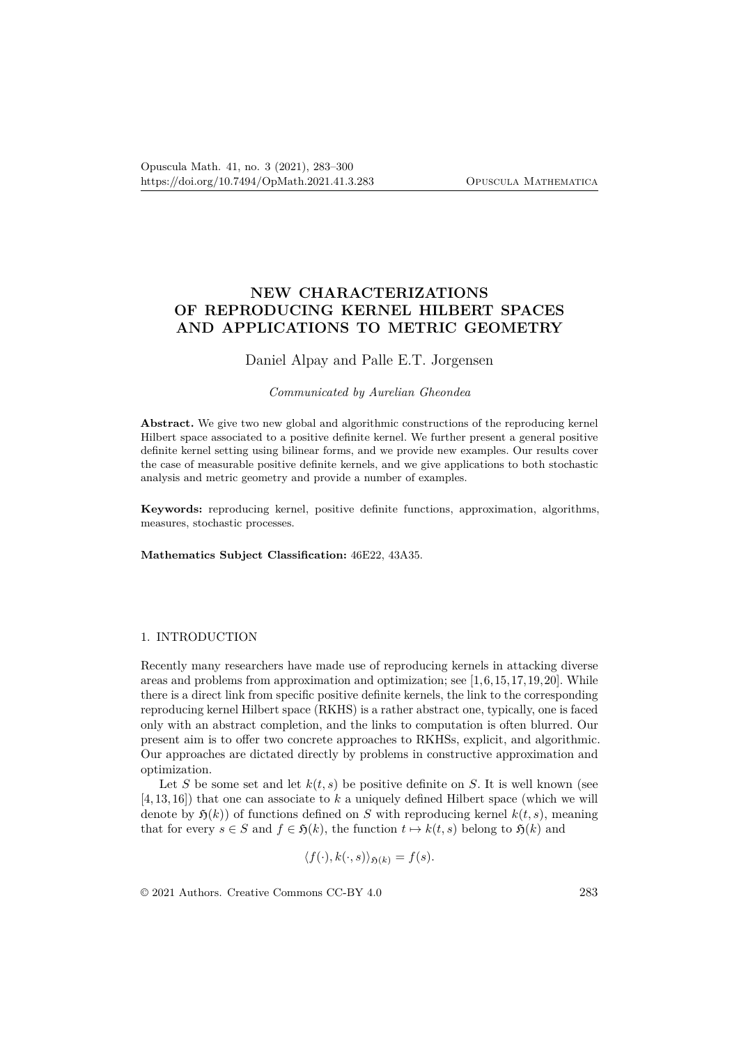# NEW CHARACTERIZATIONS OF REPRODUCING KERNEL HILBERT SPACES AND APPLICATIONS TO METRIC GEOMETRY

Daniel Alpay and Palle E.T. Jorgensen

*Communicated by Aurelian Gheondea*

**Abstract.** We give two new global and algorithmic constructions of the reproducing kernel Hilbert space associated to a positive definite kernel. We further present a general positive definite kernel setting using bilinear forms, and we provide new examples. Our results cover the case of measurable positive definite kernels, and we give applications to both stochastic analysis and metric geometry and provide a number of examples.

**Keywords:** reproducing kernel, positive definite functions, approximation, algorithms, measures, stochastic processes.

**Mathematics Subject Classification:** 46E22, 43A35.

## 1. INTRODUCTION

Recently many researchers have made use of reproducing kernels in attacking diverse areas and problems from approximation and optimization; see [1,6,15,17,19,20]. While there is a direct link from specific positive definite kernels, the link to the corresponding reproducing kernel Hilbert space (RKHS) is a rather abstract one, typically, one is faced only with an abstract completion, and the links to computation is often blurred. Our present aim is to offer two concrete approaches to RKHSs, explicit, and algorithmic. Our approaches are dictated directly by problems in constructive approximation and optimization.

Let $S$ be some set and let $k(t,s)$ be positive definite on $S$. It is well known (see [4,13,16]) that one can associate to $k$ a uniquely defined Hilbert space (which we will denote by $\mathfrak{H}(k)$) of functions defined on $S$ with reproducing kernel $k(t,s)$, meaning that for every $s \in S$ and $f \in \mathfrak{H}(k)$, the function $t \mapsto k(t,s)$ belong to $\mathfrak{H}(k)$ and

$$\langle f(\cdot), k(\cdot,s)\rangle_{\mathfrak{H}(k)} = f(s).$$

© 2021 Authors. Creative Commons CC-BY 4.0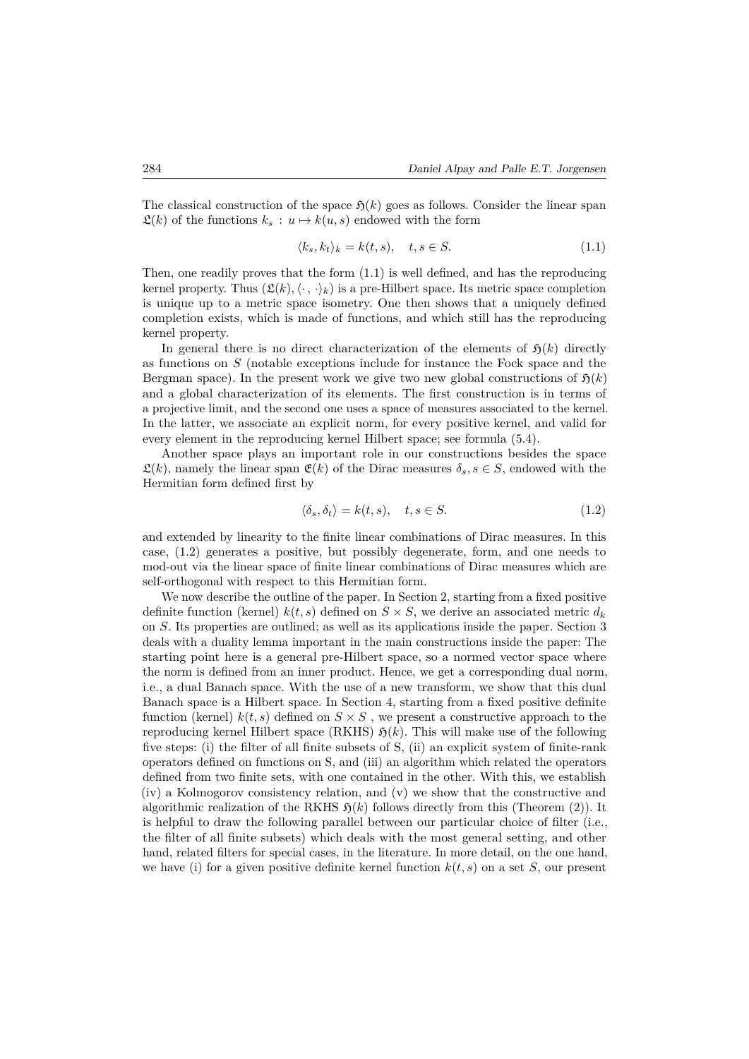The classical construction of the space $\mathfrak{H}(k)$ goes as follows. Consider the linear span $\mathfrak{L}(k)$ of the functions $k_s : u \mapsto k(u,s)$ endowed with the form

$$\langle k_s, k_t\rangle_k = k(t,s), \quad t,s \in S. \tag{1.1}$$

Then, one readily proves that the form (1.1) is well defined, and has the reproducing kernel property. Thus $(\mathfrak{L}(k), \langle\cdot\,,\,\cdot\rangle_k)$ is a pre-Hilbert space. Its metric space completion is unique up to a metric space isometry. One then shows that a uniquely defined completion exists, which is made of functions, and which still has the reproducing kernel property.

In general there is no direct characterization of the elements of $\mathfrak{H}(k)$ directly as functions on $S$ (notable exceptions include for instance the Fock space and the Bergman space). In the present work we give two new global constructions of $\mathfrak{H}(k)$ and a global characterization of its elements. The first construction is in terms of a projective limit, and the second one uses a space of measures associated to the kernel. In the latter, we associate an explicit norm, for every positive kernel, and valid for every element in the reproducing kernel Hilbert space; see formula (5.4).

Another space plays an important role in our constructions besides the space $\mathfrak{L}(k)$, namely the linear span $\mathfrak{E}(k)$ of the Dirac measures $\delta_s, s \in S$, endowed with the Hermitian form defined first by

$$\langle \delta_s, \delta_t\rangle = k(t,s), \quad t,s \in S. \tag{1.2}$$

and extended by linearity to the finite linear combinations of Dirac measures. In this case, (1.2) generates a positive, but possibly degenerate, form, and one needs to mod-out via the linear space of finite linear combinations of Dirac measures which are self-orthogonal with respect to this Hermitian form.

We now describe the outline of the paper. In Section 2, starting from a fixed positive definite function (kernel) $k(t,s)$ defined on $S \times S$, we derive an associated metric $d_k$ on $S$. Its properties are outlined; as well as its applications inside the paper. Section 3 deals with a duality lemma important in the main constructions inside the paper: The starting point here is a general pre-Hilbert space, so a normed vector space where the norm is defined from an inner product. Hence, we get a corresponding dual norm, i.e., a dual Banach space. With the use of a new transform, we show that this dual Banach space is a Hilbert space. In Section 4, starting from a fixed positive definite function (kernel) $k(t,s)$ defined on $S \times S$ , we present a constructive approach to the reproducing kernel Hilbert space (RKHS) $\mathfrak{H}(k)$. This will make use of the following five steps: (i) the filter of all finite subsets of S, (ii) an explicit system of finite-rank operators defined on functions on S, and (iii) an algorithm which related the operators defined from two finite sets, with one contained in the other. With this, we establish (iv) a Kolmogorov consistency relation, and (v) we show that the constructive and algorithmic realization of the RKHS $\mathfrak{H}(k)$ follows directly from this (Theorem (2)). It is helpful to draw the following parallel between our particular choice of filter (i.e., the filter of all finite subsets) which deals with the most general setting, and other hand, related filters for special cases, in the literature. In more detail, on the one hand, we have (i) for a given positive definite kernel function $k(t,s)$ on a set $S$, our present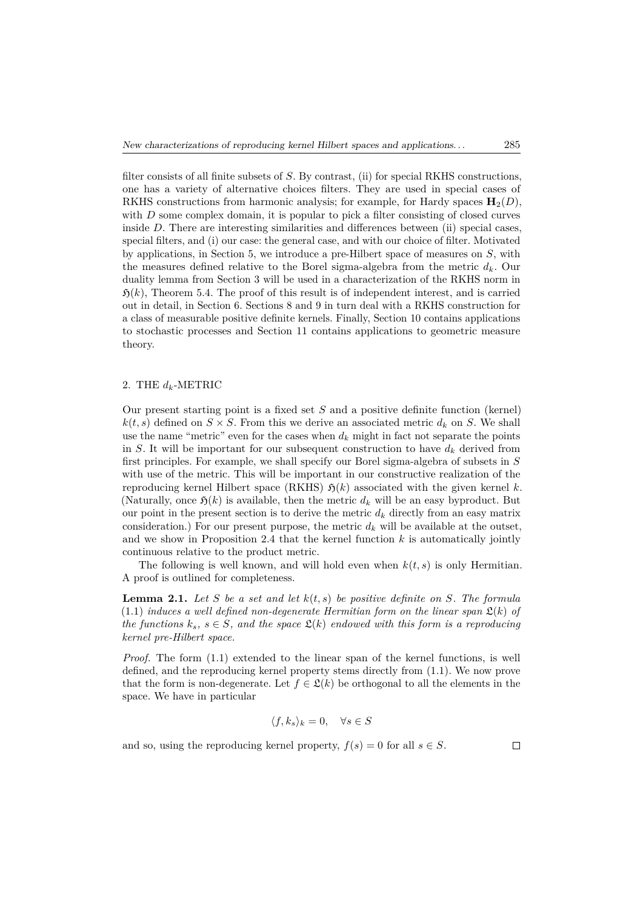filter consists of all finite subsets of $S$. By contrast, (ii) for special RKHS constructions, one has a variety of alternative choices filters. They are used in special cases of RKHS constructions from harmonic analysis; for example, for Hardy spaces $\mathbf{H}_2(D)$, with $D$ some complex domain, it is popular to pick a filter consisting of closed curves inside $D$. There are interesting similarities and differences between (ii) special cases, special filters, and (i) our case: the general case, and with our choice of filter. Motivated by applications, in Section 5, we introduce a pre-Hilbert space of measures on $S$, with the measures defined relative to the Borel sigma-algebra from the metric $d_k$. Our duality lemma from Section 3 will be used in a characterization of the RKHS norm in $\mathfrak{H}(k)$, Theorem 5.4. The proof of this result is of independent interest, and is carried out in detail, in Section 6. Sections 8 and 9 in turn deal with a RKHS construction for a class of measurable positive definite kernels. Finally, Section 10 contains applications to stochastic processes and Section 11 contains applications to geometric measure theory.

## 2. THE $d_k$-METRIC

Our present starting point is a fixed set $S$ and a positive definite function (kernel) $k(t,s)$ defined on $S \times S$. From this we derive an associated metric $d_k$ on $S$. We shall use the name "metric" even for the cases when $d_k$ might in fact not separate the points in $S$. It will be important for our subsequent construction to have $d_k$ derived from first principles. For example, we shall specify our Borel sigma-algebra of subsets in $S$ with use of the metric. This will be important in our constructive realization of the reproducing kernel Hilbert space (RKHS) $\mathfrak{H}(k)$ associated with the given kernel $k$. (Naturally, once $\mathfrak{H}(k)$ is available, then the metric $d_k$ will be an easy byproduct. But our point in the present section is to derive the metric $d_k$ directly from an easy matrix consideration.) For our present purpose, the metric $d_k$ will be available at the outset, and we show in Proposition 2.4 that the kernel function $k$ is automatically jointly continuous relative to the product metric.

The following is well known, and will hold even when $k(t,s)$ is only Hermitian. A proof is outlined for completeness.

**Lemma 2.1.** *Let $S$ be a set and let $k(t,s)$ be positive definite on $S$. The formula* (1.1) *induces a well defined non-degenerate Hermitian form on the linear span $\mathfrak{L}(k)$ of the functions $k_s$, $s \in S$, and the space $\mathfrak{L}(k)$ endowed with this form is a reproducing kernel pre-Hilbert space.*

*Proof.* The form (1.1) extended to the linear span of the kernel functions, is well defined, and the reproducing kernel property stems directly from (1.1). We now prove that the form is non-degenerate. Let $f \in \mathfrak{L}(k)$ be orthogonal to all the elements in the space. We have in particular

$$\langle f, k_s \rangle_k = 0, \quad \forall s \in S$$

and so, using the reproducing kernel property, $f(s) = 0$ for all $s \in S$. $\square$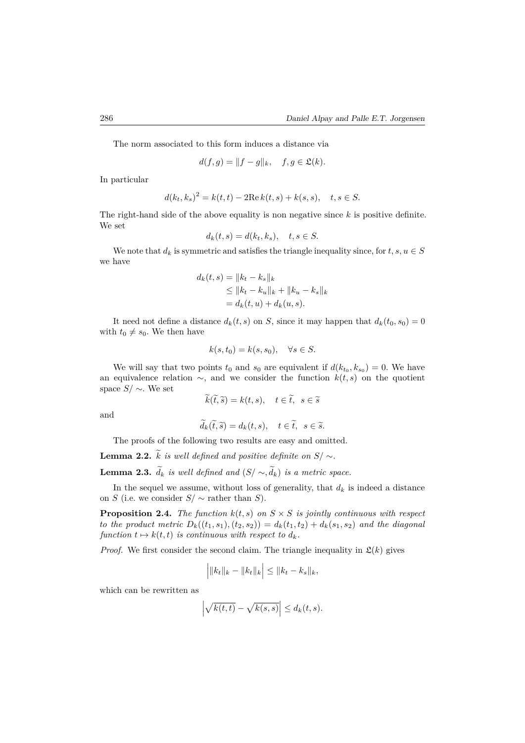The norm associated to this form induces a distance via

$$d(f,g) = \|f-g\|_k, \quad f,g \in \mathfrak{L}(k).$$

In particular

$$d(k_t,k_s)^2 = k(t,t) - 2\mathrm{Re}\, k(t,s) + k(s,s), \quad t,s \in S.$$

The right-hand side of the above equality is non negative since $k$ is positive definite. We set

$$d_k(t,s) = d(k_t,k_s), \quad t,s \in S.$$

We note that $d_k$ is symmetric and satisfies the triangle inequality since, for $t,s,u \in S$ we have

$$\begin{aligned} d_k(t,s) &= \|k_t - k_s\|_k \\ &\le \|k_t - k_u\|_k + \|k_u - k_s\|_k \\ &= d_k(t,u) + d_k(u,s). \end{aligned}$$

It need not define a distance $d_k(t,s)$ on $S$, since it may happen that $d_k(t_0,s_0) = 0$ with $t_0 \neq s_0$. We then have

$$k(s,t_0) = k(s,s_0), \quad \forall s \in S.$$

We will say that two points $t_0$ and $s_0$ are equivalent if $d(k_{t_0},k_{s_0}) = 0$. We have an equivalence relation $\sim$, and we consider the function $k(t,s)$ on the quotient space $S/\sim$. We set

$$\widetilde{k}(\widetilde{t},\widetilde{s}) = k(t,s), \quad t \in \widetilde{t}, \ \ s \in \widetilde{s}$$

and

$$\widetilde{d}_k(\widetilde{t},\widetilde{s}) = d_k(t,s), \quad t \in \widetilde{t}, \ \ s \in \widetilde{s}.$$

The proofs of the following two results are easy and omitted.

**Lemma 2.2.** *$\widetilde{k}$ is well defined and positive definite on $S/\sim$.*

**Lemma 2.3.** *$\widetilde{d}_k$ is well defined and $(S/\sim, \widetilde{d}_k)$ is a metric space.*

In the sequel we assume, without loss of generality, that $d_k$ is indeed a distance on $S$ (i.e. we consider $S/\sim$ rather than $S$).

**Proposition 2.4.** *The function $k(t,s)$ on $S \times S$ is jointly continuous with respect to the product metric $D_k((t_1,s_1),(t_2,s_2)) = d_k(t_1,t_2) + d_k(s_1,s_2)$ and the diagonal function $t \mapsto k(t,t)$ is continuous with respect to $d_k$.*

*Proof.* We first consider the second claim. The triangle inequality in $\mathfrak{L}(k)$ gives

$$\Big| \|k_t\|_k - \|k_t\|_k \Big| \le \|k_t - k_s\|_k,$$

which can be rewritten as

$$\left| \sqrt{k(t,t)} - \sqrt{k(s,s)} \right| \le d_k(t,s).$$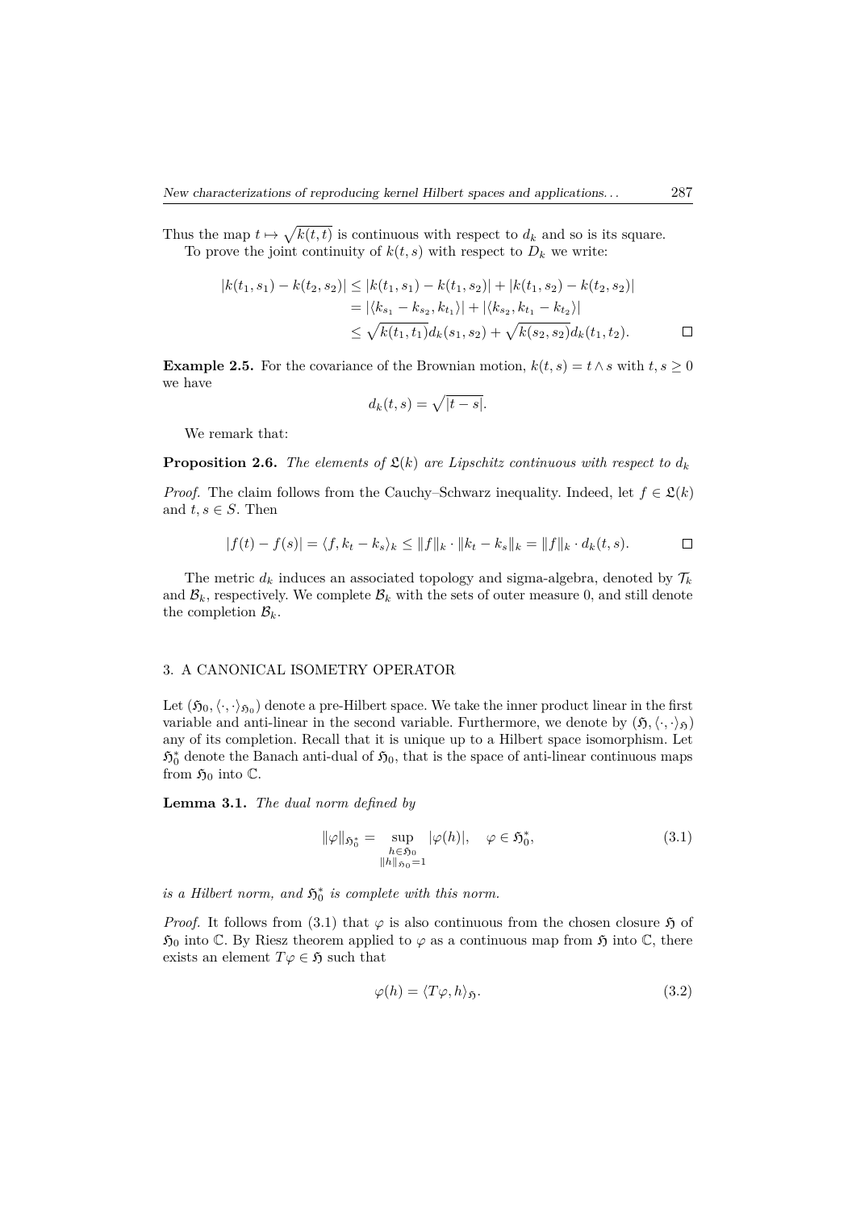Thus the map $t \mapsto \sqrt{k(t,t)}$ is continuous with respect to $d_k$ and so is its square.

To prove the joint continuity of $k(t,s)$ with respect to $D_k$ we write:

$$
\begin{aligned}
|k(t_1,s_1) - k(t_2,s_2)| &\leq |k(t_1,s_1) - k(t_1,s_2)| + |k(t_1,s_2) - k(t_2,s_2)| \\
&= |\langle k_{s_1} - k_{s_2}, k_{t_1}\rangle| + |\langle k_{s_2}, k_{t_1} - k_{t_2}\rangle| \\
&\leq \sqrt{k(t_1,t_1)} d_k(s_1,s_2) + \sqrt{k(s_2,s_2)} d_k(t_1,t_2).
\end{aligned}
$$

□

**Example 2.5.** For the covariance of the Brownian motion, $k(t,s) = t \wedge s$ with $t, s \geq 0$ we have

$$d_k(t,s) = \sqrt{|t-s|}.$$

We remark that:

**Proposition 2.6.** *The elements of $\mathfrak{L}(k)$ are Lipschitz continuous with respect to $d_k$*

*Proof.* The claim follows from the Cauchy–Schwarz inequality. Indeed, let $f \in \mathfrak{L}(k)$ and $t, s \in S$. Then

$$|f(t) - f(s)| = \langle f, k_t - k_s\rangle_k \leq \|f\|_k \cdot \|k_t - k_s\|_k = \|f\|_k \cdot d_k(t,s).$$

□

The metric $d_k$ induces an associated topology and sigma-algebra, denoted by $\mathcal{T}_k$ and $\mathcal{B}_k$, respectively. We complete $\mathcal{B}_k$ with the sets of outer measure 0, and still denote the completion $\mathcal{B}_k$.

## 3. A CANONICAL ISOMETRY OPERATOR

Let $(\mathfrak{H}_0, \langle\cdot,\cdot\rangle_{\mathfrak{H}_0})$ denote a pre-Hilbert space. We take the inner product linear in the first variable and anti-linear in the second variable. Furthermore, we denote by $(\mathfrak{H}, \langle\cdot,\cdot\rangle_{\mathfrak{H}})$ any of its completion. Recall that it is unique up to a Hilbert space isomorphism. Let $\mathfrak{H}_0^*$ denote the Banach anti-dual of $\mathfrak{H}_0$, that is the space of anti-linear continuous maps from $\mathfrak{H}_0$ into $\mathbb{C}$.

**Lemma 3.1.** *The dual norm defined by*

$$\|\varphi\|_{\mathfrak{H}_0^*} = \sup_{\substack{h \in \mathfrak{H}_0 \\ \|h\|_{\mathfrak{H}_0} = 1}} |\varphi(h)|, \quad \varphi \in \mathfrak{H}_0^*, \tag{3.1}$$

*is a Hilbert norm, and $\mathfrak{H}_0^*$ is complete with this norm.*

*Proof.* It follows from (3.1) that $\varphi$ is also continuous from the chosen closure $\mathfrak{H}$ of $\mathfrak{H}_0$ into $\mathbb{C}$. By Riesz theorem applied to $\varphi$ as a continuous map from $\mathfrak{H}$ into $\mathbb{C}$, there exists an element $T\varphi \in \mathfrak{H}$ such that

$$\varphi(h) = \langle T\varphi, h\rangle_{\mathfrak{H}}. \tag{3.2}$$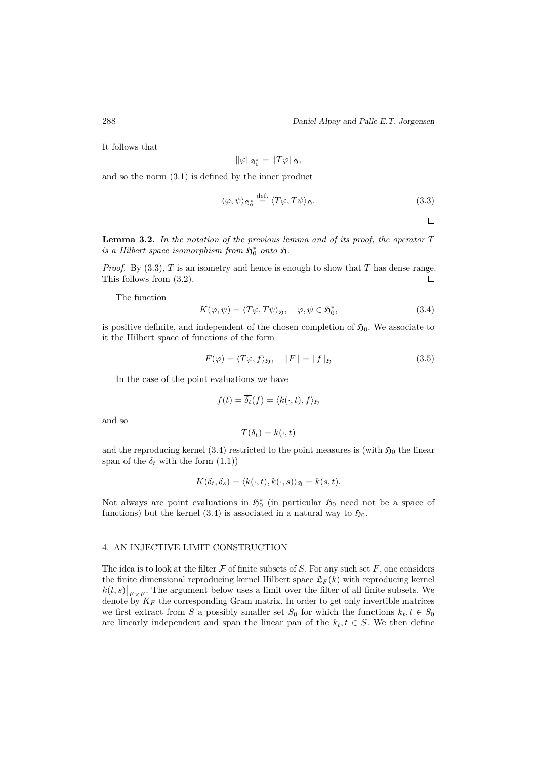It follows that

$$\|\varphi\|_{\mathfrak{H}_0^*} = \|T\varphi\|_{\mathfrak{H}},$$

and so the norm (3.1) is defined by the inner product

$$\langle \varphi, \psi \rangle_{\mathfrak{H}_0^*} \stackrel{\text{def.}}{=} \langle T\varphi, T\psi \rangle_{\mathfrak{H}}. \tag{3.3}$$

□

**Lemma 3.2.** *In the notation of the previous lemma and of its proof, the operator $T$ is a Hilbert space isomorphism from $\mathfrak{H}_0^*$ onto $\mathfrak{H}$.*

*Proof.* By (3.3), $T$ is an isometry and hence is enough to show that $T$ has dense range. This follows from (3.2). □

The function

$$K(\varphi, \psi) = \langle T\varphi, T\psi \rangle_{\mathfrak{H}}, \quad \varphi, \psi \in \mathfrak{H}_0^*, \tag{3.4}$$

is positive definite, and independent of the chosen completion of $\mathfrak{H}_0$. We associate to it the Hilbert space of functions of the form

$$F(\varphi) = \langle T\varphi, f \rangle_{\mathfrak{H}}, \quad \|F\| = \|f\|_{\mathfrak{H}} \tag{3.5}$$

In the case of the point evaluations we have

$$\overline{f(t)} = \overline{\delta_t}(f) = \langle k(\cdot, t), f \rangle_{\mathfrak{H}}$$

and so

$$T(\delta_t) = k(\cdot, t)$$

and the reproducing kernel (3.4) restricted to the point measures is (with $\mathfrak{H}_0$ the linear span of the $\delta_t$ with the form (1.1))

$$K(\delta_t, \delta_s) = \langle k(\cdot, t), k(\cdot, s) \rangle_{\mathfrak{H}} = k(s, t).$$

Not always are point evaluations in $\mathfrak{H}_0^*$ (in particular $\mathfrak{H}_0$ need not be a space of functions) but the kernel (3.4) is associated in a natural way to $\mathfrak{H}_0$.

## 4. AN INJECTIVE LIMIT CONSTRUCTION

The idea is to look at the filter $\mathcal{F}$ of finite subsets of $S$. For any such set $F$, one considers the finite dimensional reproducing kernel Hilbert space $\mathfrak{L}_F(k)$ with reproducing kernel $k(t, s)\big|_{F \times F}$. The argument below uses a limit over the filter of all finite subsets. We denote by $K_F$ the corresponding Gram matrix. In order to get only invertible matrices we first extract from $S$ a possibly smaller set $S_0$ for which the functions $k_t, t \in S_0$ are linearly independent and span the linear pan of the $k_t, t \in S$. We then define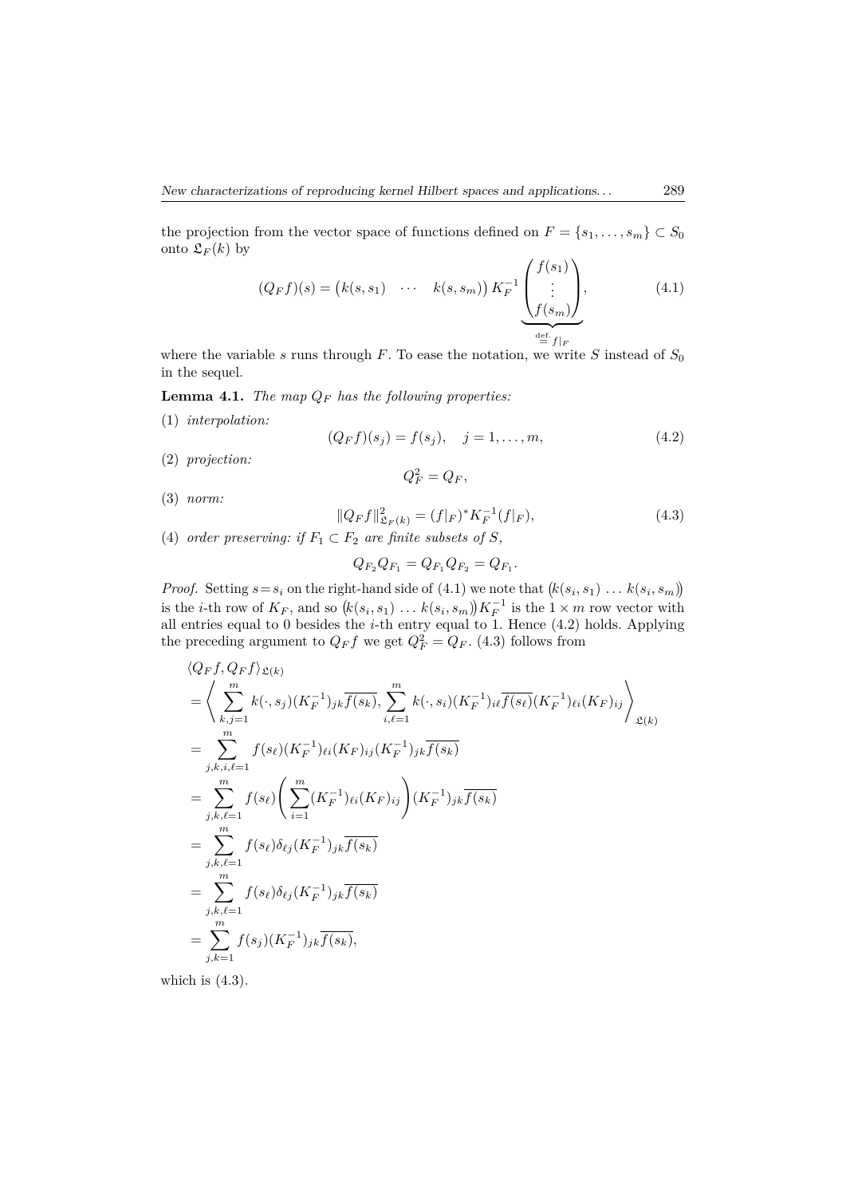the projection from the vector space of functions defined on $F = \{s_1, \ldots, s_m\} \subset S_0$ onto $\mathfrak{L}_F(k)$ by

$$(Q_F f)(s) = \begin{pmatrix} k(s,s_1) & \cdots & k(s,s_m) \end{pmatrix} K_F^{-1} \underbrace{\begin{pmatrix} f(s_1) \\ \vdots \\ f(s_m) \end{pmatrix}}_{\stackrel{\text{def.}}{=} f|_F}, \tag{4.1}$$

where the variable $s$ runs through $F$. To ease the notation, we write $S$ instead of $S_0$ in the sequel.

**Lemma 4.1.** *The map $Q_F$ has the following properties:*

(1) *interpolation:*

$$(Q_F f)(s_j) = f(s_j), \quad j = 1, \ldots, m, \tag{4.2}$$

(2) *projection:*

$$Q_F^2 = Q_F,$$

(3) *norm:*

$$\|Q_F f\|^2_{\mathfrak{L}_F(k)} = (f|_F)^* K_F^{-1} (f|_F), \tag{4.3}$$

(4) *order preserving: if $F_1 \subset F_2$ are finite subsets of $S$,*

$$Q_{F_2} Q_{F_1} = Q_{F_1} Q_{F_2} = Q_{F_1}.$$

*Proof.* Setting $s = s_i$ on the right-hand side of (4.1) we note that $\big(k(s_i,s_1) \ \ldots \ k(s_i,s_m)\big)$ is the $i$-th row of $K_F$, and so $\big(k(s_i,s_1) \ \ldots \ k(s_i,s_m)\big) K_F^{-1}$ is the $1 \times m$ row vector with all entries equal to 0 besides the $i$-th entry equal to 1. Hence (4.2) holds. Applying the preceding argument to $Q_F f$ we get $Q_F^2 = Q_F$. (4.3) follows from

$$\begin{aligned}
&\langle Q_F f, Q_F f \rangle_{\mathfrak{L}(k)} \\
&= \left\langle \sum_{k,j=1}^m k(\cdot, s_j)(K_F^{-1})_{jk} \overline{f(s_k)}, \sum_{i,\ell=1}^m k(\cdot, s_i)(K_F^{-1})_{i\ell} \overline{f(s_\ell)} (K_F^{-1})_{\ell i} (K_F)_{ij} \right\rangle_{\mathfrak{L}(k)} \\
&= \sum_{j,k,i,\ell=1}^m f(s_\ell)(K_F^{-1})_{\ell i}(K_F)_{ij}(K_F^{-1})_{jk} \overline{f(s_k)} \\
&= \sum_{j,k,\ell=1}^m f(s_\ell) \left( \sum_{i=1}^m (K_F^{-1})_{\ell i}(K_F)_{ij} \right) (K_F^{-1})_{jk} \overline{f(s_k)} \\
&= \sum_{j,k,\ell=1}^m f(s_\ell) \delta_{\ell j} (K_F^{-1})_{jk} \overline{f(s_k)} \\
&= \sum_{j,k,\ell=1}^m f(s_\ell) \delta_{\ell j} (K_F^{-1})_{jk} \overline{f(s_k)} \\
&= \sum_{j,k=1}^m f(s_j)(K_F^{-1})_{jk} \overline{f(s_k)},
\end{aligned}$$

which is (4.3).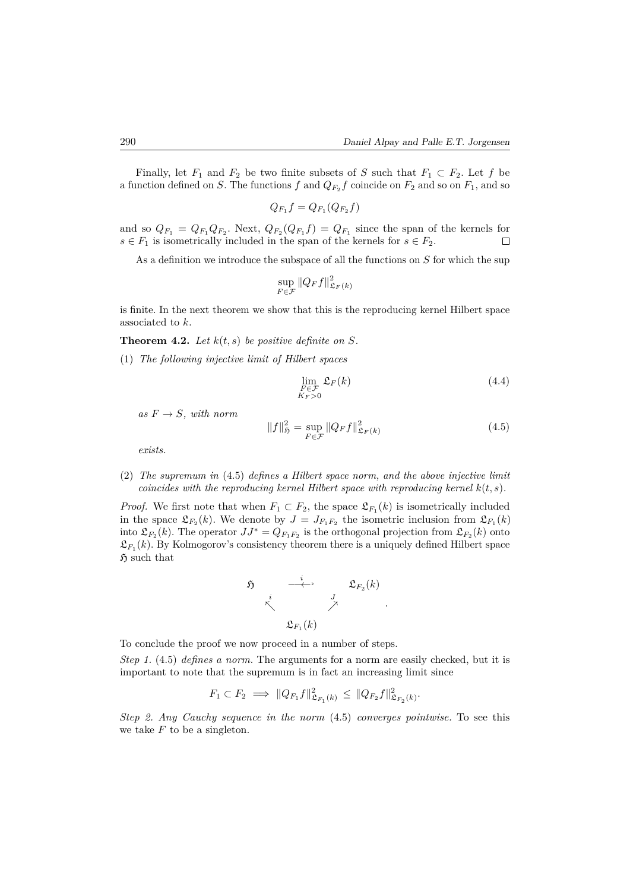Finally, let $F_1$ and $F_2$ be two finite subsets of $S$ such that $F_1 \subset F_2$. Let $f$ be a function defined on $S$. The functions $f$ and $Q_{F_2} f$ coincide on $F_2$ and so on $F_1$, and so

$$Q_{F_1} f = Q_{F_1}(Q_{F_2} f)$$

and so $Q_{F_1} = Q_{F_1} Q_{F_2}$. Next, $Q_{F_2}(Q_{F_1} f) = Q_{F_1}$ since the span of the kernels for $s \in F_1$ is isometrically included in the span of the kernels for $s \in F_2$. □

As a definition we introduce the subspace of all the functions on $S$ for which the sup

$$\sup_{F \in \mathcal{F}} \|Q_F f\|^2_{\mathfrak{L}_F(k)}$$

is finite. In the next theorem we show that this is the reproducing kernel Hilbert space associated to $k$.

**Theorem 4.2.** *Let $k(t,s)$ be positive definite on $S$.*

(1) *The following injective limit of Hilbert spaces*

$$\lim_{\substack{F \in \mathcal{F} \\ K_F > 0}} \mathfrak{L}_F(k) \tag{4.4}$$

*as $F \to S$, with norm*

$$\|f\|^2_{\mathfrak{H}} = \sup_{F \in \mathcal{F}} \|Q_F f\|^2_{\mathfrak{L}_F(k)} \tag{4.5}$$

*exists.*

(2) *The supremum in* (4.5) *defines a Hilbert space norm, and the above injective limit coincides with the reproducing kernel Hilbert space with reproducing kernel $k(t,s)$.*

*Proof.* We first note that when $F_1 \subset F_2$, the space $\mathfrak{L}_{F_1}(k)$ is isometrically included in the space $\mathfrak{L}_{F_2}(k)$. We denote by $J = J_{F_1 F_2}$ the isometric inclusion from $\mathfrak{L}_{F_1}(k)$ into $\mathfrak{L}_{F_2}(k)$. The operator $JJ^* = Q_{F_1 F_2}$ is the orthogonal projection from $\mathfrak{L}_{F_2}(k)$ onto $\mathfrak{L}_{F_1}(k)$. By Kolmogorov's consistency theorem there is a uniquely defined Hilbert space $\mathfrak{H}$ such that

$$\begin{array}{ccc} \mathfrak{H} & \overset{i}{\longleftarrow} & \mathfrak{L}_{F_2}(k) \\ & \overset{i}{\nwarrow} \qquad \overset{J}{\nearrow} & \\ & \mathfrak{L}_{F_1}(k) & \end{array}.$$

To conclude the proof we now proceed in a number of steps.

*Step 1.* (4.5) *defines a norm.* The arguments for a norm are easily checked, but it is important to note that the supremum is in fact an increasing limit since

$$F_1 \subset F_2 \implies \|Q_{F_1} f\|^2_{\mathfrak{L}_{F_1}(k)} \leq \|Q_{F_2} f\|^2_{\mathfrak{L}_{F_2}(k)}.$$

*Step 2. Any Cauchy sequence in the norm* (4.5) *converges pointwise.* To see this we take $F$ to be a singleton.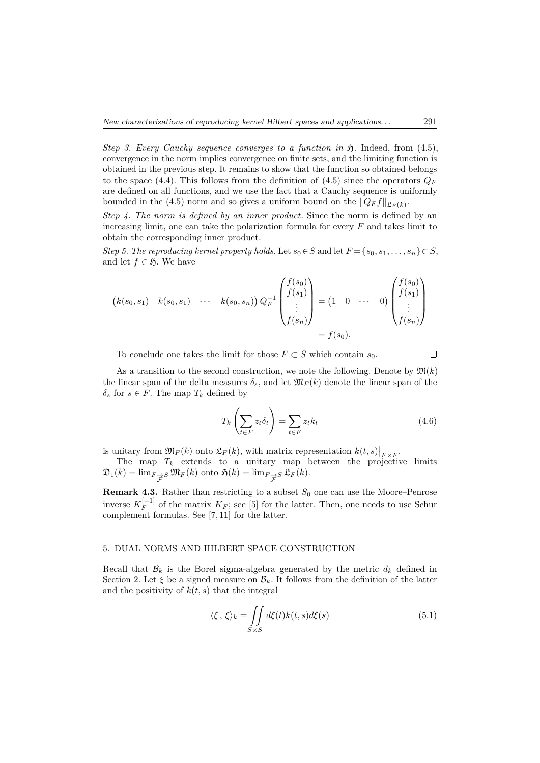*Step 3. Every Cauchy sequence converges to a function in $\mathfrak{H}$.* Indeed, from (4.5), convergence in the norm implies convergence on finite sets, and the limiting function is obtained in the previous step. It remains to show that the function so obtained belongs to the space (4.4). This follows from the definition of (4.5) since the operators $Q_F$ are defined on all functions, and we use the fact that a Cauchy sequence is uniformly bounded in the (4.5) norm and so gives a uniform bound on the $\|Q_F f\|_{\mathfrak{L}_F(k)}$.

*Step 4. The norm is defined by an inner product.* Since the norm is defined by an increasing limit, one can take the polarization formula for every $F$ and takes limit to obtain the corresponding inner product.

*Step 5. The reproducing kernel property holds.* Let $s_0 \in S$ and let $F = \{s_0, s_1, \ldots, s_n\} \subset S$, and let $f \in \mathfrak{H}$. We have

$$\begin{pmatrix} k(s_0, s_1) & k(s_0, s_1) & \cdots & k(s_0, s_n) \end{pmatrix} Q_F^{-1} \begin{pmatrix} f(s_0) \\ f(s_1) \\ \vdots \\ f(s_n) \end{pmatrix} = \begin{pmatrix} 1 & 0 & \cdots & 0 \end{pmatrix} \begin{pmatrix} f(s_0) \\ f(s_1) \\ \vdots \\ f(s_n) \end{pmatrix}$$
$$= f(s_0).$$

To conclude one takes the limit for those $F \subset S$ which contain $s_0$. $\square$

As a transition to the second construction, we note the following. Denote by $\mathfrak{M}(k)$ the linear span of the delta measures $\delta_s$, and let $\mathfrak{M}_F(k)$ denote the linear span of the $\delta_s$ for $s \in F$. The map $T_k$ defined by

$$T_k \left( \sum_{t \in F} z_t \delta_t \right) = \sum_{t \in F} z_t k_t \tag{4.6}$$

is unitary from $\mathfrak{M}_F(k)$ onto $\mathfrak{L}_F(k)$, with matrix representation $k(t,s)\big|_{F \times F}$.

The map $T_k$ extends to a unitary map between the projective limits $\mathfrak{D}_1(k) = \lim_{F \underset{\mathcal{F}}{\to} S} \mathfrak{M}_F(k)$ onto $\mathfrak{H}(k) = \lim_{F \underset{\mathcal{F}}{\to} S} \mathfrak{L}_F(k)$.

**Remark 4.3.** Rather than restricting to a subset $S_0$ one can use the Moore–Penrose inverse $K_F^{[-1]}$ of the matrix $K_F$; see [5] for the latter. Then, one needs to use Schur complement formulas. See [7, 11] for the latter.

## 5. DUAL NORMS AND HILBERT SPACE CONSTRUCTION

Recall that $\mathcal{B}_k$ is the Borel sigma-algebra generated by the metric $d_k$ defined in Section 2. Let $\xi$ be a signed measure on $\mathcal{B}_k$. It follows from the definition of the latter and the positivity of $k(t,s)$ that the integral

$$\langle \xi \, , \, \xi \rangle_k = \iint_{S \times S} \overline{d\xi(t)} k(t,s) d\xi(s) \tag{5.1}$$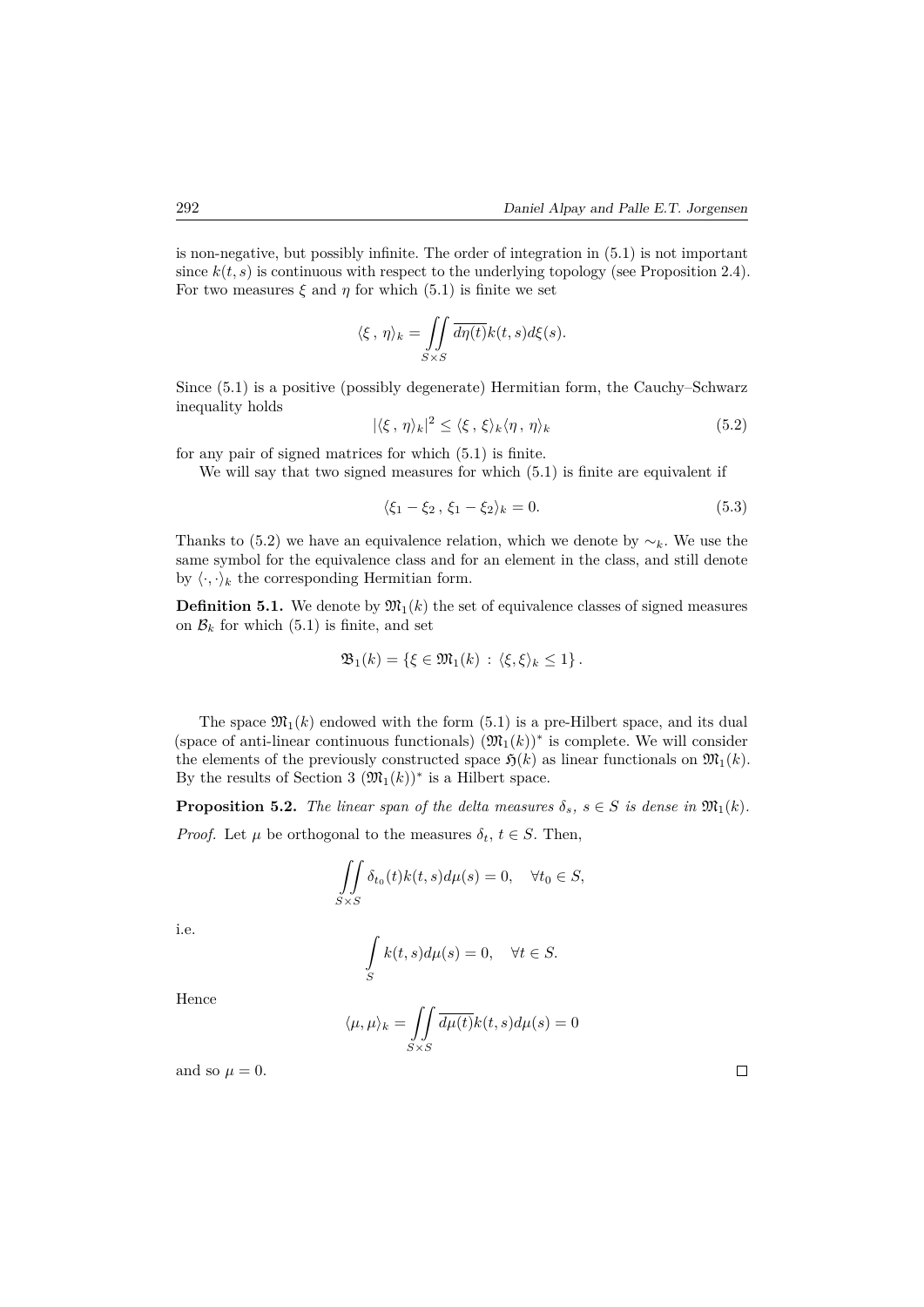is non-negative, but possibly infinite. The order of integration in (5.1) is not important since $k(t, s)$ is continuous with respect to the underlying topology (see Proposition 2.4). For two measures $\xi$ and $\eta$ for which (5.1) is finite we set

$$\langle \xi \, , \, \eta \rangle_k = \iint_{S \times S} \overline{d\eta(t)} k(t, s) d\xi(s).$$

Since (5.1) is a positive (possibly degenerate) Hermitian form, the Cauchy–Schwarz inequality holds

$$|\langle \xi \, , \, \eta \rangle_k|^2 \le \langle \xi \, , \, \xi \rangle_k \langle \eta \, , \, \eta \rangle_k \tag{5.2}$$

for any pair of signed matrices for which (5.1) is finite.

We will say that two signed measures for which (5.1) is finite are equivalent if

$$\langle \xi_1 - \xi_2 \, , \, \xi_1 - \xi_2 \rangle_k = 0. \tag{5.3}$$

Thanks to (5.2) we have an equivalence relation, which we denote by $\sim_k$. We use the same symbol for the equivalence class and for an element in the class, and still denote by $\langle \cdot, \cdot \rangle_k$ the corresponding Hermitian form.

**Definition 5.1.** We denote by $\mathfrak{M}_1(k)$ the set of equivalence classes of signed measures on $\mathcal{B}_k$ for which (5.1) is finite, and set

$$\mathfrak{B}_1(k) = \left\{ \xi \in \mathfrak{M}_1(k) \, : \, \langle \xi, \xi \rangle_k \le 1 \right\}.$$

The space $\mathfrak{M}_1(k)$ endowed with the form (5.1) is a pre-Hilbert space, and its dual (space of anti-linear continuous functionals) $(\mathfrak{M}_1(k))^*$ is complete. We will consider the elements of the previously constructed space $\mathfrak{H}(k)$ as linear functionals on $\mathfrak{M}_1(k)$. By the results of Section 3 $(\mathfrak{M}_1(k))^*$ is a Hilbert space.

**Proposition 5.2.** *The linear span of the delta measures $\delta_s$, $s \in S$ is dense in $\mathfrak{M}_1(k)$.*

*Proof.* Let $\mu$ be orthogonal to the measures $\delta_t$, $t \in S$. Then,

$$\iint_{S \times S} \delta_{t_0}(t) k(t, s) d\mu(s) = 0, \quad \forall t_0 \in S,$$

i.e.

$$\int_S k(t, s) d\mu(s) = 0, \quad \forall t \in S.$$

Hence

$$\langle \mu, \mu \rangle_k = \iint_{S \times S} \overline{d\mu(t)} k(t, s) d\mu(s) = 0$$

and so $\mu = 0$. $\square$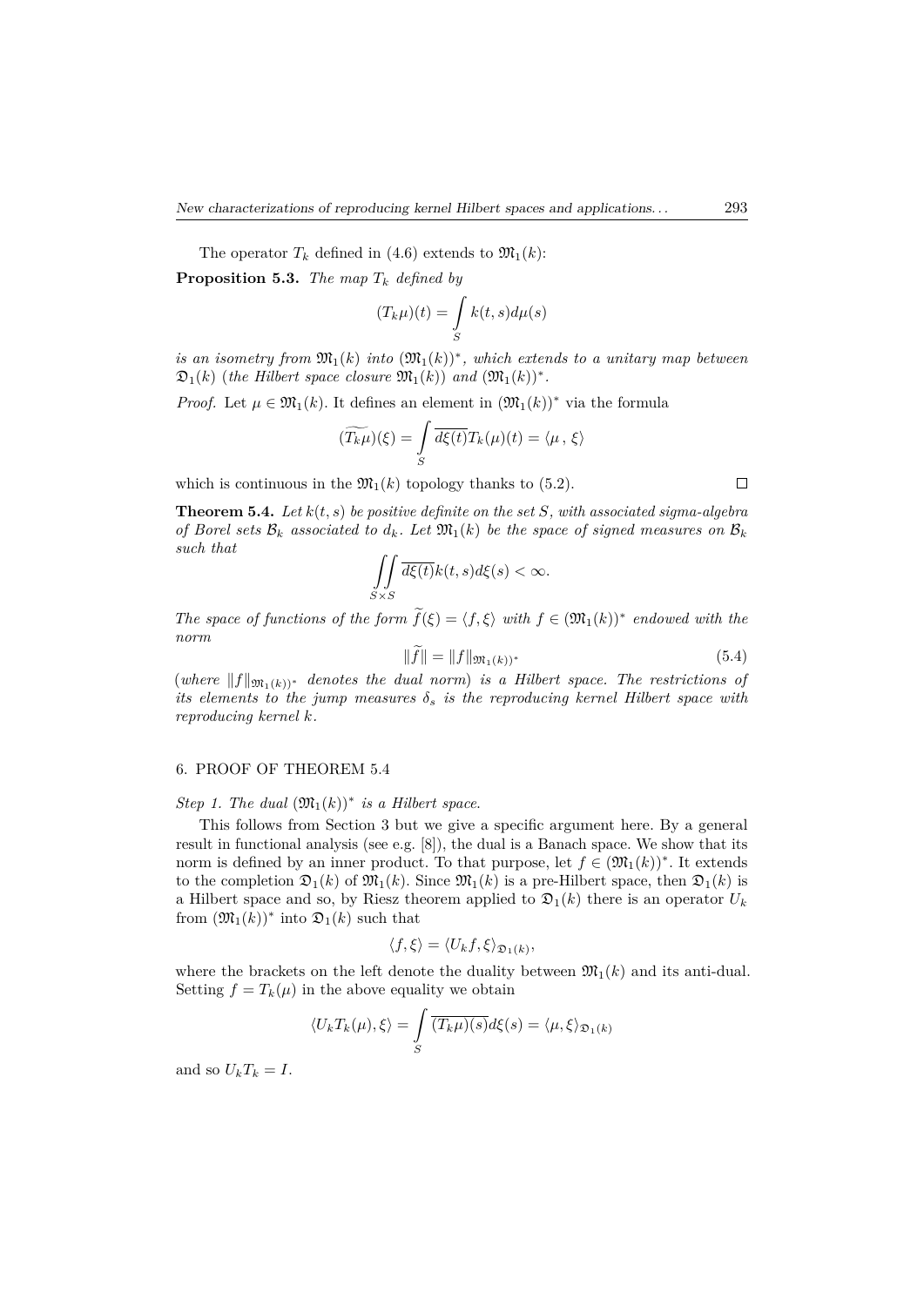The operator $T_k$ defined in (4.6) extends to $\mathfrak{M}_1(k)$:

**Proposition 5.3.** *The map $T_k$ defined by*

$$(T_k\mu)(t) = \int\limits_S k(t,s)d\mu(s)$$

*is an isometry from $\mathfrak{M}_1(k)$ into $(\mathfrak{M}_1(k))^*$, which extends to a unitary map between $\mathfrak{D}_1(k)$ (the Hilbert space closure $\mathfrak{M}_1(k)$) and $(\mathfrak{M}_1(k))^*$.*

*Proof.* Let $\mu \in \mathfrak{M}_1(k)$. It defines an element in $(\mathfrak{M}_1(k))^*$ via the formula

$$(\widetilde{T_k\mu})(\xi) = \int\limits_S \overline{d\xi(t)}T_k(\mu)(t) = \langle \mu\,,\,\xi\rangle$$

which is continuous in the $\mathfrak{M}_1(k)$ topology thanks to (5.2). $\square$

**Theorem 5.4.** *Let $k(t,s)$ be positive definite on the set $S$, with associated sigma-algebra of Borel sets $\mathcal{B}_k$ associated to $d_k$. Let $\mathfrak{M}_1(k)$ be the space of signed measures on $\mathcal{B}_k$ such that*

$$\iint\limits_{S\times S} \overline{d\xi(t)}k(t,s)d\xi(s) < \infty.$$

*The space of functions of the form $\widetilde{f}(\xi) = \langle f, \xi\rangle$ with $f \in (\mathfrak{M}_1(k))^*$ endowed with the norm*

$$\|\widetilde{f}\| = \|f\|_{\mathfrak{M}_1(k))^*} \tag{5.4}$$

*(where $\|f\|_{\mathfrak{M}_1(k))^*}$ denotes the dual norm) is a Hilbert space. The restrictions of its elements to the jump measures $\delta_s$ is the reproducing kernel Hilbert space with reproducing kernel $k$.*

## 6. PROOF OF THEOREM 5.4

*Step 1. The dual $(\mathfrak{M}_1(k))^*$ is a Hilbert space.*

This follows from Section 3 but we give a specific argument here. By a general result in functional analysis (see e.g. [8]), the dual is a Banach space. We show that its norm is defined by an inner product. To that purpose, let $f \in (\mathfrak{M}_1(k))^*$. It extends to the completion $\mathfrak{D}_1(k)$ of $\mathfrak{M}_1(k)$. Since $\mathfrak{M}_1(k)$ is a pre-Hilbert space, then $\mathfrak{D}_1(k)$ is a Hilbert space and so, by Riesz theorem applied to $\mathfrak{D}_1(k)$ there is an operator $U_k$ from $(\mathfrak{M}_1(k))^*$ into $\mathfrak{D}_1(k)$ such that

$$\langle f, \xi\rangle = \langle U_k f, \xi\rangle_{\mathfrak{D}_1(k)},$$

where the brackets on the left denote the duality between $\mathfrak{M}_1(k)$ and its anti-dual. Setting $f = T_k(\mu)$ in the above equality we obtain

$$\langle U_kT_k(\mu), \xi\rangle = \int\limits_S \overline{(T_k\mu)(s)}d\xi(s) = \langle \mu, \xi\rangle_{\mathfrak{D}_1(k)}$$

and so $U_kT_k = I$.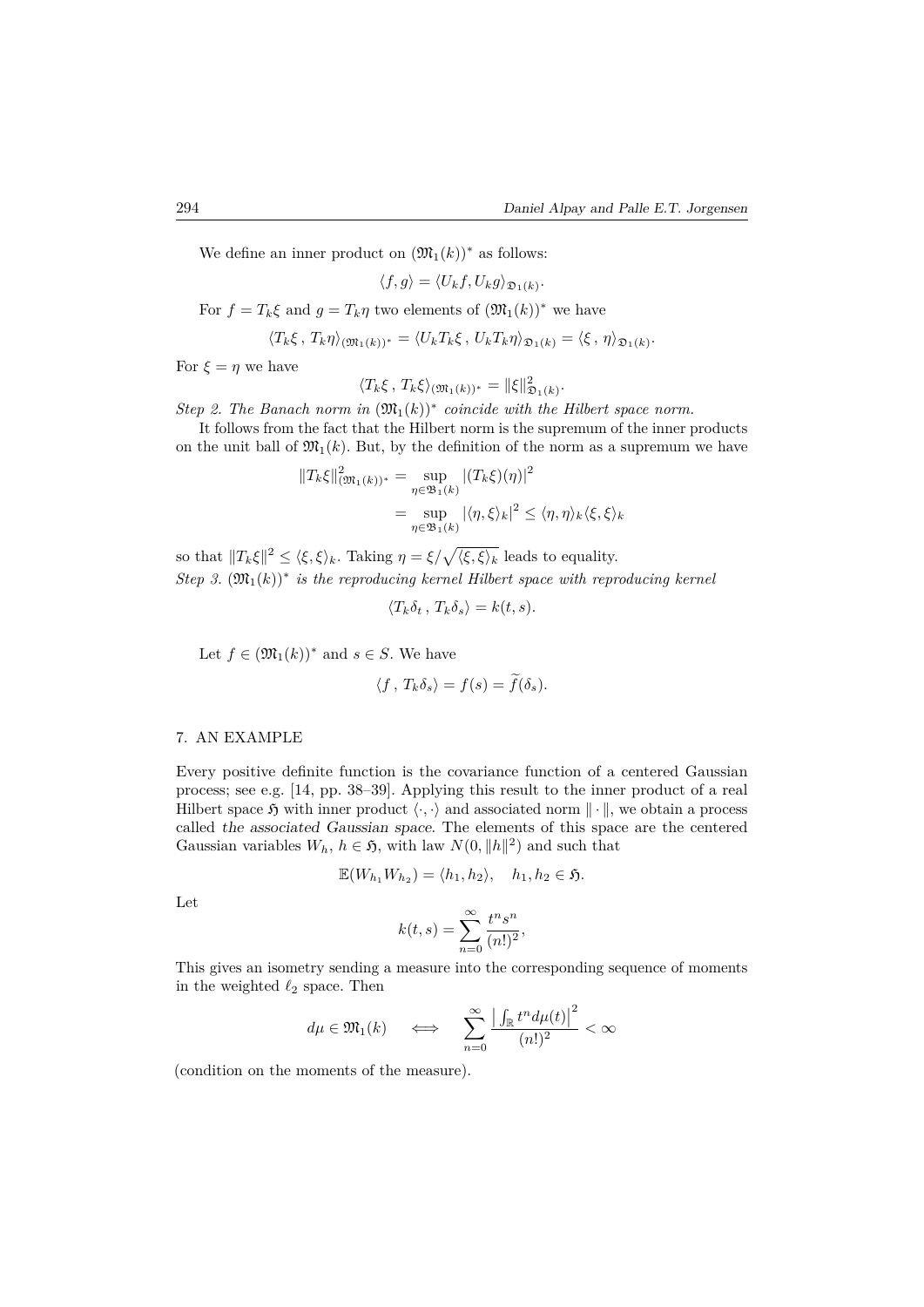We define an inner product on $(\mathfrak{M}_1(k))^*$ as follows:

$$\langle f, g\rangle = \langle U_k f, U_k g\rangle_{\mathfrak{D}_1(k)}.$$

For $f = T_k\xi$ and $g = T_k\eta$ two elements of $(\mathfrak{M}_1(k))^*$ we have

$$\langle T_k\xi\,,\, T_k\eta\rangle_{(\mathfrak{M}_1(k))^*} = \langle U_k T_k\xi\,,\, U_k T_k\eta\rangle_{\mathfrak{D}_1(k)} = \langle \xi\,,\, \eta\rangle_{\mathfrak{D}_1(k)}.$$

For $\xi = \eta$ we have

$$\langle T_k\xi\,,\, T_k\xi\rangle_{(\mathfrak{M}_1(k))^*} = \|\xi\|^2_{\mathfrak{D}_1(k)}.$$

*Step 2. The Banach norm in $(\mathfrak{M}_1(k))^*$ coincide with the Hilbert space norm.*

It follows from the fact that the Hilbert norm is the supremum of the inner products on the unit ball of $\mathfrak{M}_1(k)$. But, by the definition of the norm as a supremum we have

$$\begin{aligned}
\|T_k\xi\|^2_{(\mathfrak{M}_1(k))^*} &= \sup_{\eta\in\mathfrak{B}_1(k)} |(T_k\xi)(\eta)|^2\\
&= \sup_{\eta\in\mathfrak{B}_1(k)} |\langle \eta, \xi\rangle_k|^2 \le \langle \eta,\eta\rangle_k\langle \xi,\xi\rangle_k
\end{aligned}$$

so that $\|T_k\xi\|^2 \le \langle \xi,\xi\rangle_k$. Taking $\eta = \xi/\sqrt{\langle \xi,\xi\rangle_k}$ leads to equality.

*Step 3. $(\mathfrak{M}_1(k))^*$ is the reproducing kernel Hilbert space with reproducing kernel*

$$\langle T_k\delta_t\,,\, T_k\delta_s\rangle = k(t,s).$$

Let $f \in (\mathfrak{M}_1(k))^*$ and $s \in S$. We have

$$\langle f\,,\, T_k\delta_s\rangle = f(s) = \widetilde{f}(\delta_s).$$

## 7. AN EXAMPLE

Every positive definite function is the covariance function of a centered Gaussian process; see e.g. [14, pp. 38–39]. Applying this result to the inner product of a real Hilbert space $\mathfrak{H}$ with inner product $\langle\cdot,\cdot\rangle$ and associated norm $\|\cdot\|$, we obtain a process called *the associated Gaussian space*. The elements of this space are the centered Gaussian variables $W_h$, $h\in\mathfrak{H}$, with law $N(0,\|h\|^2)$ and such that

$$\mathbb{E}(W_{h_1}W_{h_2}) = \langle h_1, h_2\rangle, \quad h_1,h_2\in\mathfrak{H}.$$

Let

$$k(t,s) = \sum_{n=0}^\infty \frac{t^ns^n}{(n!)^2},$$

This gives an isometry sending a measure into the corresponding sequence of moments in the weighted $\ell_2$ space. Then

$$d\mu\in\mathfrak{M}_1(k) \quad \iff \quad \sum_{n=0}^\infty \frac{\left|\int_{\mathbb{R}} t^n d\mu(t)\right|^2}{(n!)^2} < \infty$$

(condition on the moments of the measure).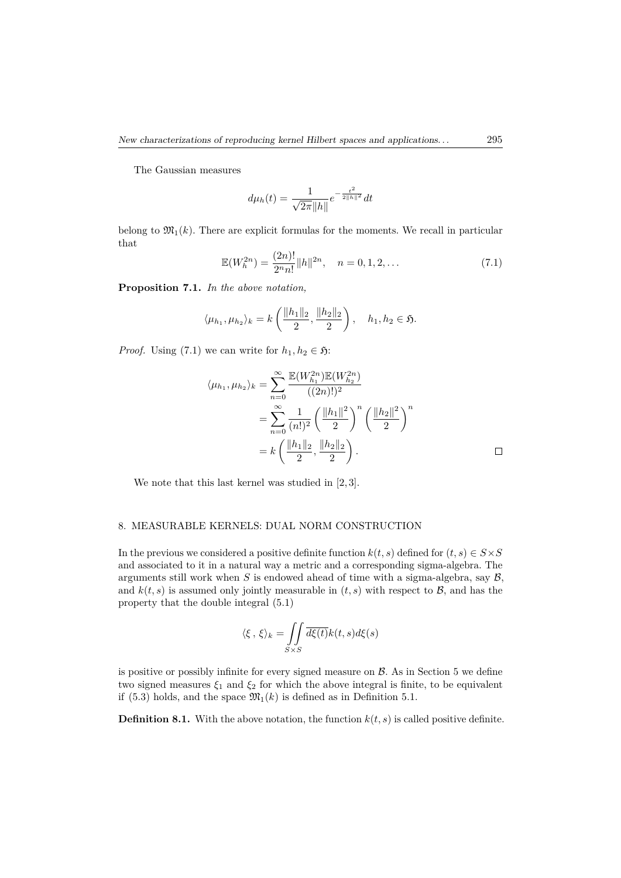The Gaussian measures

$$d\mu_h(t) = \frac{1}{\sqrt{2\pi}\|h\|} e^{-\frac{t^2}{2\|h\|^2}} dt$$

belong to $\mathfrak{M}_1(k)$. There are explicit formulas for the moments. We recall in particular that

$$\mathbb{E}(W_h^{2n}) = \frac{(2n)!}{2^n n!} \|h\|^{2n}, \quad n = 0, 1, 2, \dots \tag{7.1}$$

**Proposition 7.1.** *In the above notation,*

$$\langle \mu_{h_1}, \mu_{h_2} \rangle_k = k\left( \frac{\|h_1\|_2}{2}, \frac{\|h_2\|_2}{2} \right), \quad h_1, h_2 \in \mathfrak{H}.$$

*Proof.* Using (7.1) we can write for $h_1, h_2 \in \mathfrak{H}$:

$$\begin{aligned}
\langle \mu_{h_1}, \mu_{h_2} \rangle_k &= \sum_{n=0}^{\infty} \frac{\mathbb{E}(W_{h_1}^{2n}) \mathbb{E}(W_{h_2}^{2n})}{((2n)!)^2} \\
&= \sum_{n=0}^{\infty} \frac{1}{(n!)^2} \left( \frac{\|h_1\|^2}{2} \right)^n \left( \frac{\|h_2\|^2}{2} \right)^n \\
&= k\left( \frac{\|h_1\|_2}{2}, \frac{\|h_2\|_2}{2} \right).
\end{aligned}$$

□

We note that this last kernel was studied in [2, 3].

## 8. MEASURABLE KERNELS: DUAL NORM CONSTRUCTION

In the previous we considered a positive definite function $k(t,s)$ defined for $(t,s) \in S \times S$ and associated to it in a natural way a metric and a corresponding sigma-algebra. The arguments still work when $S$ is endowed ahead of time with a sigma-algebra, say $\mathcal{B}$, and $k(t,s)$ is assumed only jointly measurable in $(t,s)$ with respect to $\mathcal{B}$, and has the property that the double integral (5.1)

$$\langle \xi \,, \, \xi \rangle_k = \iint_{S \times S} \overline{d\xi(t)} k(t,s) d\xi(s)$$

is positive or possibly infinite for every signed measure on $\mathcal{B}$. As in Section 5 we define two signed measures $\xi_1$ and $\xi_2$ for which the above integral is finite, to be equivalent if (5.3) holds, and the space $\mathfrak{M}_1(k)$ is defined as in Definition 5.1.

**Definition 8.1.** With the above notation, the function $k(t,s)$ is called positive definite.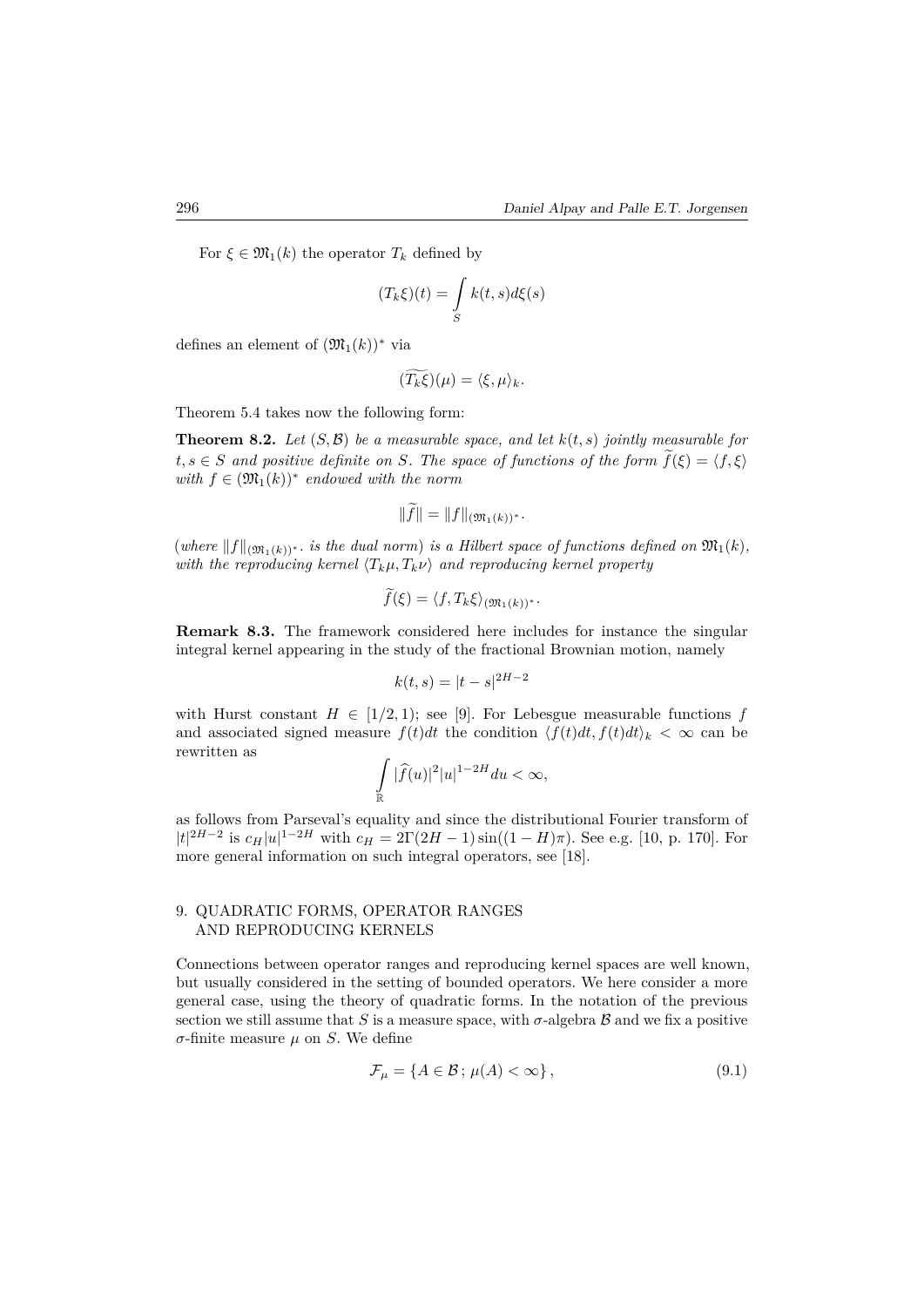For $\xi \in \mathfrak{M}_1(k)$ the operator $T_k$ defined by

$$(T_k\xi)(t) = \int_S k(t,s)d\xi(s)$$

defines an element of $(\mathfrak{M}_1(k))^*$ via

$$(\widetilde{T_k\xi})(\mu) = \langle \xi, \mu \rangle_k.$$

Theorem 5.4 takes now the following form:

**Theorem 8.2.** *Let $(S, \mathcal{B})$ be a measurable space, and let $k(t,s)$ jointly measurable for $t, s \in S$ and positive definite on $S$. The space of functions of the form $\widetilde{f}(\xi) = \langle f, \xi \rangle$ with $f \in (\mathfrak{M}_1(k))^*$ endowed with the norm*

$$\|\widetilde{f}\| = \|f\|_{(\mathfrak{M}_1(k))^*}.$$

*(where $\|f\|_{(\mathfrak{M}_1(k))^*}$. is the dual norm) is a Hilbert space of functions defined on $\mathfrak{M}_1(k)$, with the reproducing kernel $\langle T_k\mu, T_k\nu \rangle$ and reproducing kernel property*

$$\widetilde{f}(\xi) = \langle f, T_k\xi \rangle_{(\mathfrak{M}_1(k))^*}.$$

**Remark 8.3.** The framework considered here includes for instance the singular integral kernel appearing in the study of the fractional Brownian motion, namely

$$k(t,s) = |t-s|^{2H-2}$$

with Hurst constant $H \in [1/2, 1)$; see [9]. For Lebesgue measurable functions $f$ and associated signed measure $f(t)dt$ the condition $\langle f(t)dt, f(t)dt \rangle_k < \infty$ can be rewritten as

$$\int_{\mathbb{R}} |\widehat{f}(u)|^2 |u|^{1-2H} du < \infty,$$

as follows from Parseval's equality and since the distributional Fourier transform of $|t|^{2H-2}$ is $c_H|u|^{1-2H}$ with $c_H = 2\Gamma(2H-1)\sin((1-H)\pi)$. See e.g. [10, p. 170]. For more general information on such integral operators, see [18].

## 9. QUADRATIC FORMS, OPERATOR RANGES AND REPRODUCING KERNELS

Connections between operator ranges and reproducing kernel spaces are well known, but usually considered in the setting of bounded operators. We here consider a more general case, using the theory of quadratic forms. In the notation of the previous section we still assume that $S$ is a measure space, with $\sigma$-algebra $\mathcal{B}$ and we fix a positive $\sigma$-finite measure $\mu$ on $S$. We define

$$\mathcal{F}_\mu = \{A \in \mathcal{B} \,;\, \mu(A) < \infty\}, \tag{9.1}$$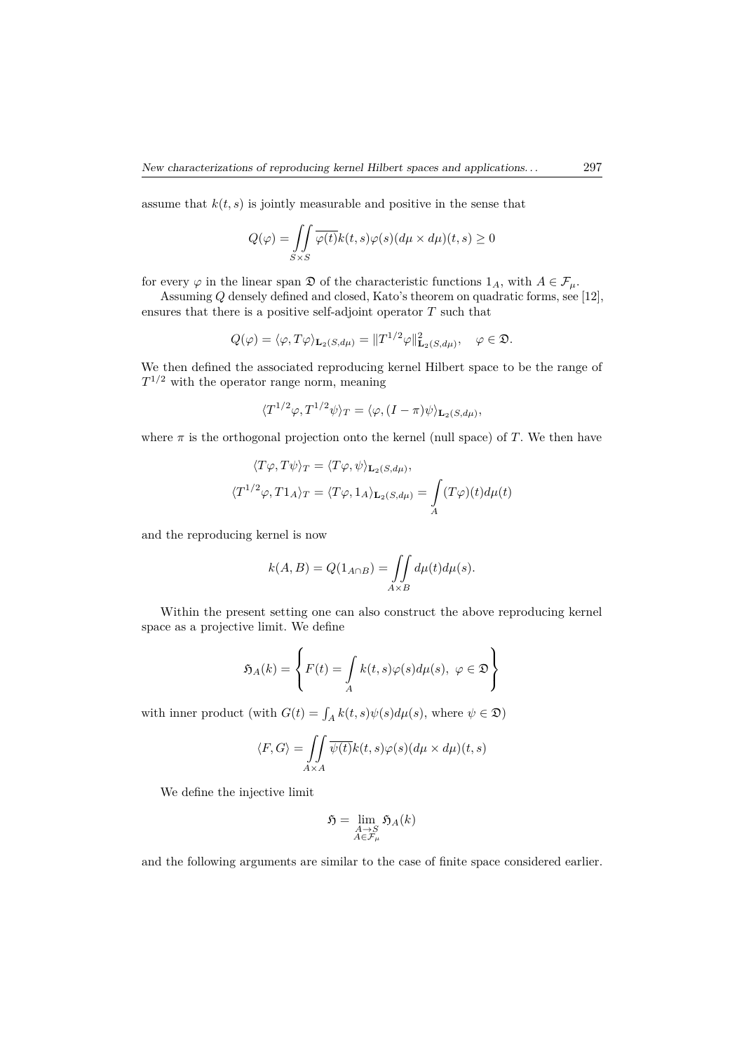assume that $k(t, s)$ is jointly measurable and positive in the sense that

$$Q(\varphi) = \iint\limits_{S \times S} \overline{\varphi(t)} k(t, s) \varphi(s) (d\mu \times d\mu)(t, s) \geq 0$$

for every $\varphi$ in the linear span $\mathfrak{D}$ of the characteristic functions $1_A$, with $A \in \mathcal{F}_\mu$.

Assuming $Q$ densely defined and closed, Kato's theorem on quadratic forms, see [12], ensures that there is a positive self-adjoint operator $T$ such that

$$Q(\varphi) = \langle \varphi, T\varphi \rangle_{\mathbf{L}_2(S, d\mu)} = \|T^{1/2}\varphi\|^2_{\mathbf{L}_2(S, d\mu)}, \quad \varphi \in \mathfrak{D}.$$

We then defined the associated reproducing kernel Hilbert space to be the range of $T^{1/2}$ with the operator range norm, meaning

$$\langle T^{1/2}\varphi, T^{1/2}\psi \rangle_T = \langle \varphi, (I - \pi)\psi \rangle_{\mathbf{L}_2(S, d\mu)},$$

where $\pi$ is the orthogonal projection onto the kernel (null space) of $T$. We then have

$$\langle T\varphi, T\psi \rangle_T = \langle T\varphi, \psi \rangle_{\mathbf{L}_2(S, d\mu)},$$

$$\langle T^{1/2}\varphi, T1_A \rangle_T = \langle T\varphi, 1_A \rangle_{\mathbf{L}_2(S, d\mu)} = \int\limits_A (T\varphi)(t) d\mu(t)$$

and the reproducing kernel is now

$$k(A, B) = Q(1_{A \cap B}) = \iint\limits_{A \times B} d\mu(t) d\mu(s).$$

Within the present setting one can also construct the above reproducing kernel space as a projective limit. We define

$$\mathfrak{H}_A(k) = \left\{ F(t) = \int\limits_A k(t, s)\varphi(s) d\mu(s), \ \varphi \in \mathfrak{D} \right\}$$

with inner product (with $G(t) = \int_A k(t, s)\psi(s) d\mu(s)$, where $\psi \in \mathfrak{D}$)

$$\langle F, G \rangle = \iint\limits_{A \times A} \overline{\psi(t)} k(t, s) \varphi(s) (d\mu \times d\mu)(t, s)$$

We define the injective limit

$$\mathfrak{H} = \lim_{\substack{A \to S \\ A \in \mathcal{F}_\mu}} \mathfrak{H}_A(k)$$

and the following arguments are similar to the case of finite space considered earlier.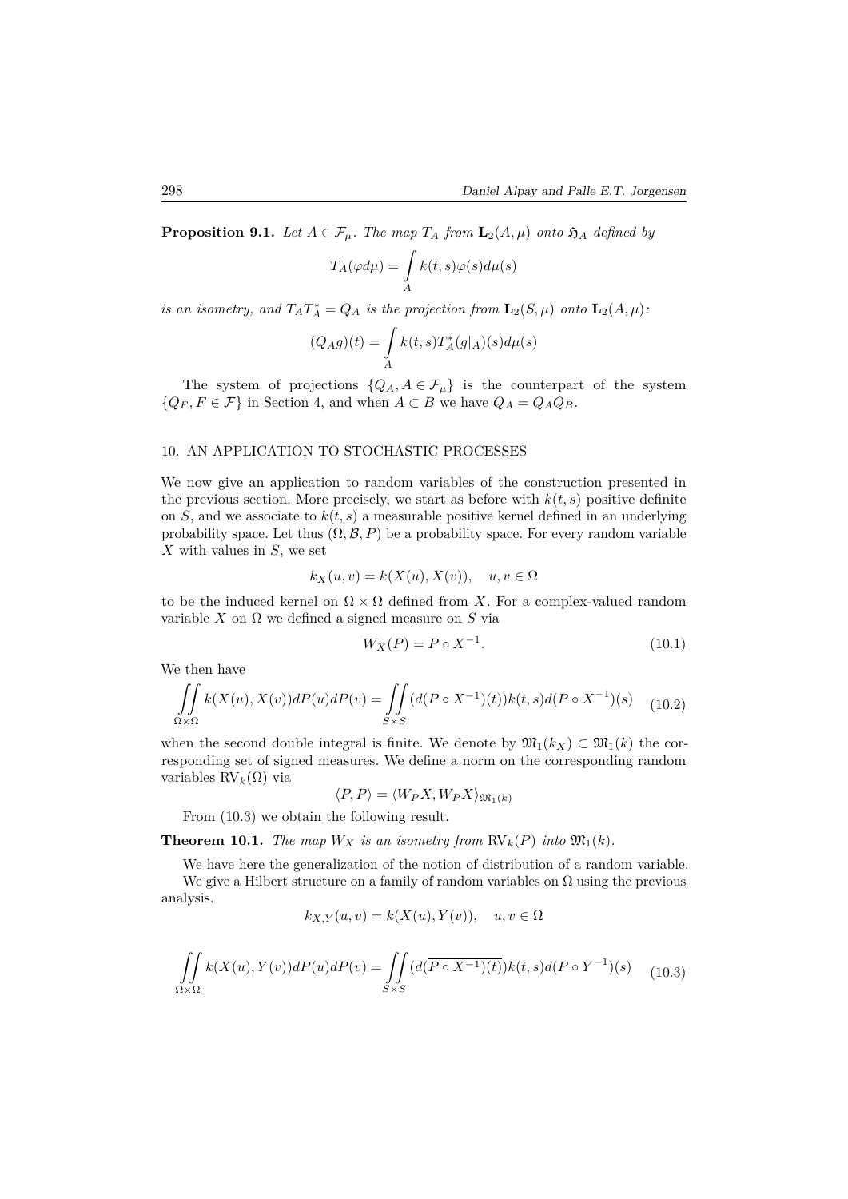**Proposition 9.1.** *Let $A \in \mathcal{F}_\mu$. The map $T_A$ from $\mathbf{L}_2(A,\mu)$ onto $\mathfrak{H}_A$ defined by*

$$T_A(\varphi d\mu) = \int\limits_A k(t,s)\varphi(s)d\mu(s)$$

*is an isometry, and $T_A T_A^* = Q_A$ is the projection from $\mathbf{L}_2(S,\mu)$ onto $\mathbf{L}_2(A,\mu)$:*

$$(Q_A g)(t) = \int\limits_A k(t,s)T_A^*(g|_A)(s)d\mu(s)$$

The system of projections $\{Q_A, A \in \mathcal{F}_\mu\}$ is the counterpart of the system $\{Q_F, F \in \mathcal{F}\}$ in Section 4, and when $A \subset B$ we have $Q_A = Q_A Q_B$.

## 10. AN APPLICATION TO STOCHASTIC PROCESSES

We now give an application to random variables of the construction presented in the previous section. More precisely, we start as before with $k(t,s)$ positive definite on $S$, and we associate to $k(t,s)$ a measurable positive kernel defined in an underlying probability space. Let thus $(\Omega, \mathcal{B}, P)$ be a probability space. For every random variable $X$ with values in $S$, we set

$$k_X(u,v) = k(X(u), X(v)), \quad u,v \in \Omega$$

to be the induced kernel on $\Omega \times \Omega$ defined from $X$. For a complex-valued random variable $X$ on $\Omega$ we defined a signed measure on $S$ via

$$W_X(P) = P \circ X^{-1}. \tag{10.1}$$

We then have

$$\iint\limits_{\Omega\times\Omega} k(X(u),X(v))dP(u)dP(v) = \iint\limits_{S\times S} (d(\overline{P\circ X^{-1})(t)})k(t,s)d(P\circ X^{-1})(s) \tag{10.2}$$

when the second double integral is finite. We denote by $\mathfrak{M}_1(k_X) \subset \mathfrak{M}_1(k)$ the corresponding set of signed measures. We define a norm on the corresponding random variables $\mathrm{RV}_k(\Omega)$ via

$$\langle P, P\rangle = \langle W_P X, W_P X\rangle_{\mathfrak{M}_1(k)}$$

From (10.3) we obtain the following result.

**Theorem 10.1.** *The map $W_X$ is an isometry from $\mathrm{RV}_k(P)$ into $\mathfrak{M}_1(k)$.*

We have here the generalization of the notion of distribution of a random variable.

We give a Hilbert structure on a family of random variables on $\Omega$ using the previous analysis.

$$k_{X,Y}(u,v) = k(X(u), Y(v)), \quad u,v \in \Omega$$

$$\iint\limits_{\Omega\times\Omega} k(X(u),Y(v))dP(u)dP(v) = \iint\limits_{S\times S} (d(\overline{P\circ X^{-1})(t)})k(t,s)d(P\circ Y^{-1})(s) \tag{10.3}$$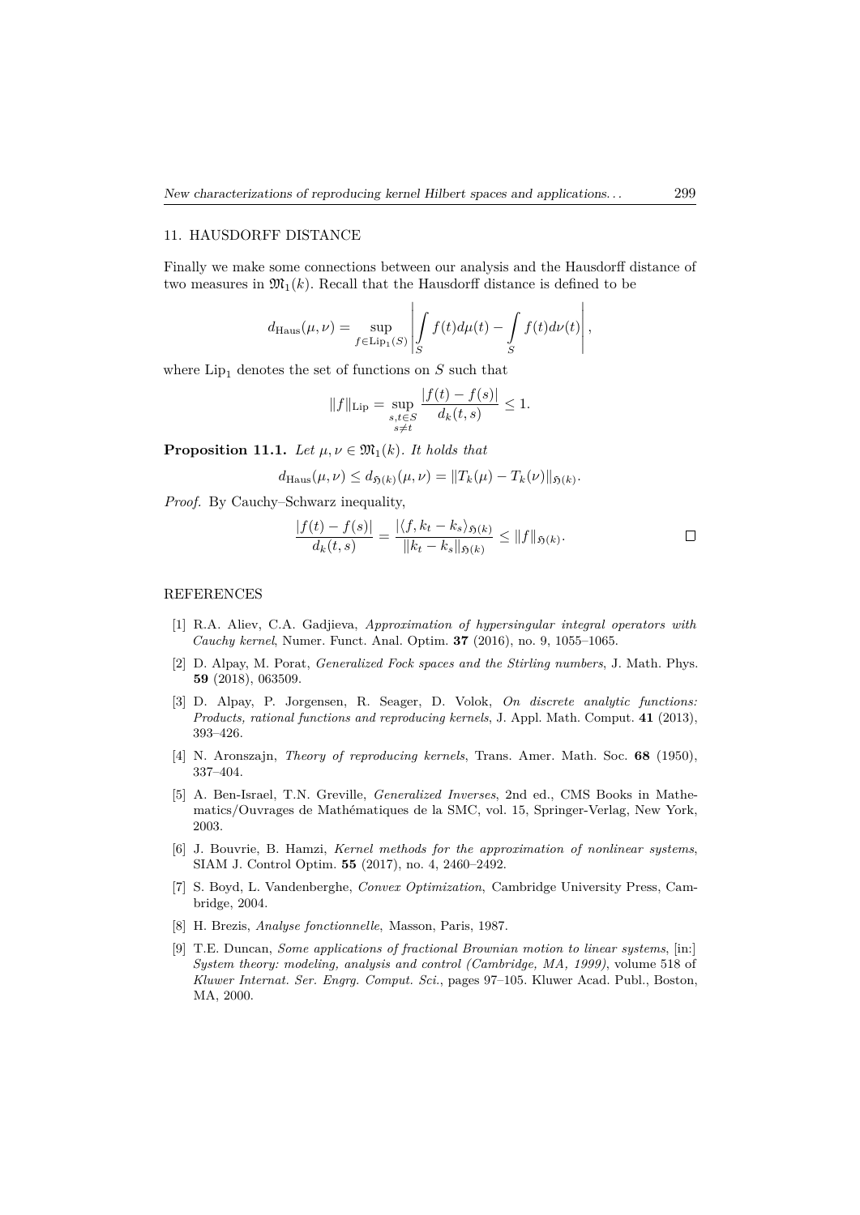## 11. HAUSDORFF DISTANCE

Finally we make some connections between our analysis and the Hausdorff distance of two measures in $\mathfrak{M}_1(k)$. Recall that the Hausdorff distance is defined to be

$$d_{\mathrm{Haus}}(\mu,\nu) = \sup_{f\in \mathrm{Lip}_1(S)} \left| \int\limits_S f(t)d\mu(t) - \int\limits_S f(t)d\nu(t) \right|,$$

where $\mathrm{Lip}_1$ denotes the set of functions on $S$ such that

$$\|f\|_{\mathrm{Lip}} = \sup_{\substack{s,t\in S\\ s\neq t}} \frac{|f(t)-f(s)|}{d_k(t,s)} \leq 1.$$

**Proposition 11.1.** *Let $\mu,\nu \in \mathfrak{M}_1(k)$. It holds that*

$$d_{\mathrm{Haus}}(\mu,\nu) \leq d_{\mathfrak{H}(k)}(\mu,\nu) = \|T_k(\mu) - T_k(\nu)\|_{\mathfrak{H}(k)}.$$

*Proof.* By Cauchy–Schwarz inequality,

$$\frac{|f(t)-f(s)|}{d_k(t,s)} = \frac{|\langle f, k_t - k_s\rangle_{\mathfrak{H}(k)}|}{\|k_t - k_s\|_{\mathfrak{H}(k)}} \leq \|f\|_{\mathfrak{H}(k)}. \qquad \square$$

## REFERENCES

[1] R.A. Aliev, C.A. Gadjieva, *Approximation of hypersingular integral operators with Cauchy kernel*, Numer. Funct. Anal. Optim. **37** (2016), no. 9, 1055–1065.

[2] D. Alpay, M. Porat, *Generalized Fock spaces and the Stirling numbers*, J. Math. Phys. **59** (2018), 063509.

[3] D. Alpay, P. Jorgensen, R. Seager, D. Volok, *On discrete analytic functions: Products, rational functions and reproducing kernels*, J. Appl. Math. Comput. **41** (2013), 393–426.

[4] N. Aronszajn, *Theory of reproducing kernels*, Trans. Amer. Math. Soc. **68** (1950), 337–404.

[5] A. Ben-Israel, T.N. Greville, *Generalized Inverses*, 2nd ed., CMS Books in Mathematics/Ouvrages de Mathématiques de la SMC, vol. 15, Springer-Verlag, New York, 2003.

[6] J. Bouvrie, B. Hamzi, *Kernel methods for the approximation of nonlinear systems*, SIAM J. Control Optim. **55** (2017), no. 4, 2460–2492.

[7] S. Boyd, L. Vandenberghe, *Convex Optimization*, Cambridge University Press, Cambridge, 2004.

[8] H. Brezis, *Analyse fonctionnelle*, Masson, Paris, 1987.

[9] T.E. Duncan, *Some applications of fractional Brownian motion to linear systems*, [in:] *System theory: modeling, analysis and control (Cambridge, MA, 1999)*, volume 518 of *Kluwer Internat. Ser. Engrg. Comput. Sci.*, pages 97–105. Kluwer Acad. Publ., Boston, MA, 2000.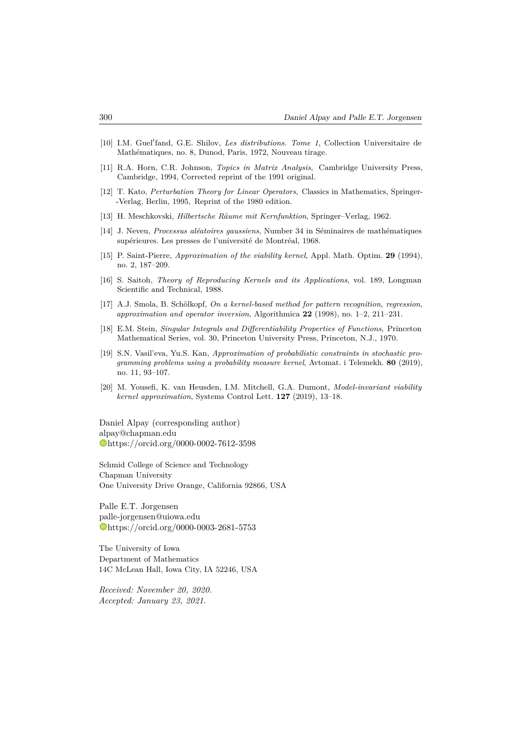[10] I.M. Guel′fand, G.E. Shilov, *Les distributions. Tome 1*, Collection Universitaire de Mathématiques, no. 8, Dunod, Paris, 1972, Nouveau tirage.

[11] R.A. Horn, C.R. Johnson, *Topics in Matrix Analysis*, Cambridge University Press, Cambridge, 1994, Corrected reprint of the 1991 original.

[12] T. Kato, *Perturbation Theory for Linear Operators*, Classics in Mathematics, Springer--Verlag, Berlin, 1995, Reprint of the 1980 edition.

[13] H. Meschkovski, *Hilbertsche Räume mit Kernfunktion*, Springer–Verlag, 1962.

[14] J. Neveu, *Processus aléatoires gaussiens*, Number 34 in Séminaires de mathématiques supérieures. Les presses de l'université de Montréal, 1968.

[15] P. Saint-Pierre, *Approximation of the viability kernel*, Appl. Math. Optim. **29** (1994), no. 2, 187–209.

[16] S. Saitoh, *Theory of Reproducing Kernels and its Applications*, vol. 189, Longman Scientific and Technical, 1988.

[17] A.J. Smola, B. Schölkopf, *On a kernel-based method for pattern recognition, regression, approximation and operator inversion*, Algorithmica **22** (1998), no. 1–2, 211–231.

[18] E.M. Stein, *Singular Integrals and Differentiability Properties of Functions*, Princeton Mathematical Series, vol. 30, Princeton University Press, Princeton, N.J., 1970.

[19] S.N. Vasil'eva, Yu.S. Kan, *Approximation of probabilistic constraints in stochastic programming problems using a probability measure kernel*, Avtomat. i Telemekh. **80** (2019), no. 11, 93–107.

[20] M. Yousefi, K. van Heusden, I.M. Mitchell, G.A. Dumont, *Model-invariant viability kernel approximation*, Systems Control Lett. **127** (2019), 13–18.

Daniel Alpay (corresponding author)
alpay@chapman.edu
https://orcid.org/0000-0002-7612-3598

Schmid College of Science and Technology
Chapman University
One University Drive Orange, California 92866, USA

Palle E.T. Jorgensen
palle-jorgensen@uiowa.edu
https://orcid.org/0000-0003-2681-5753

The University of Iowa
Department of Mathematics
14C McLean Hall, Iowa City, IA 52246, USA

*Received: November 20, 2020.*
*Accepted: January 23, 2021.*